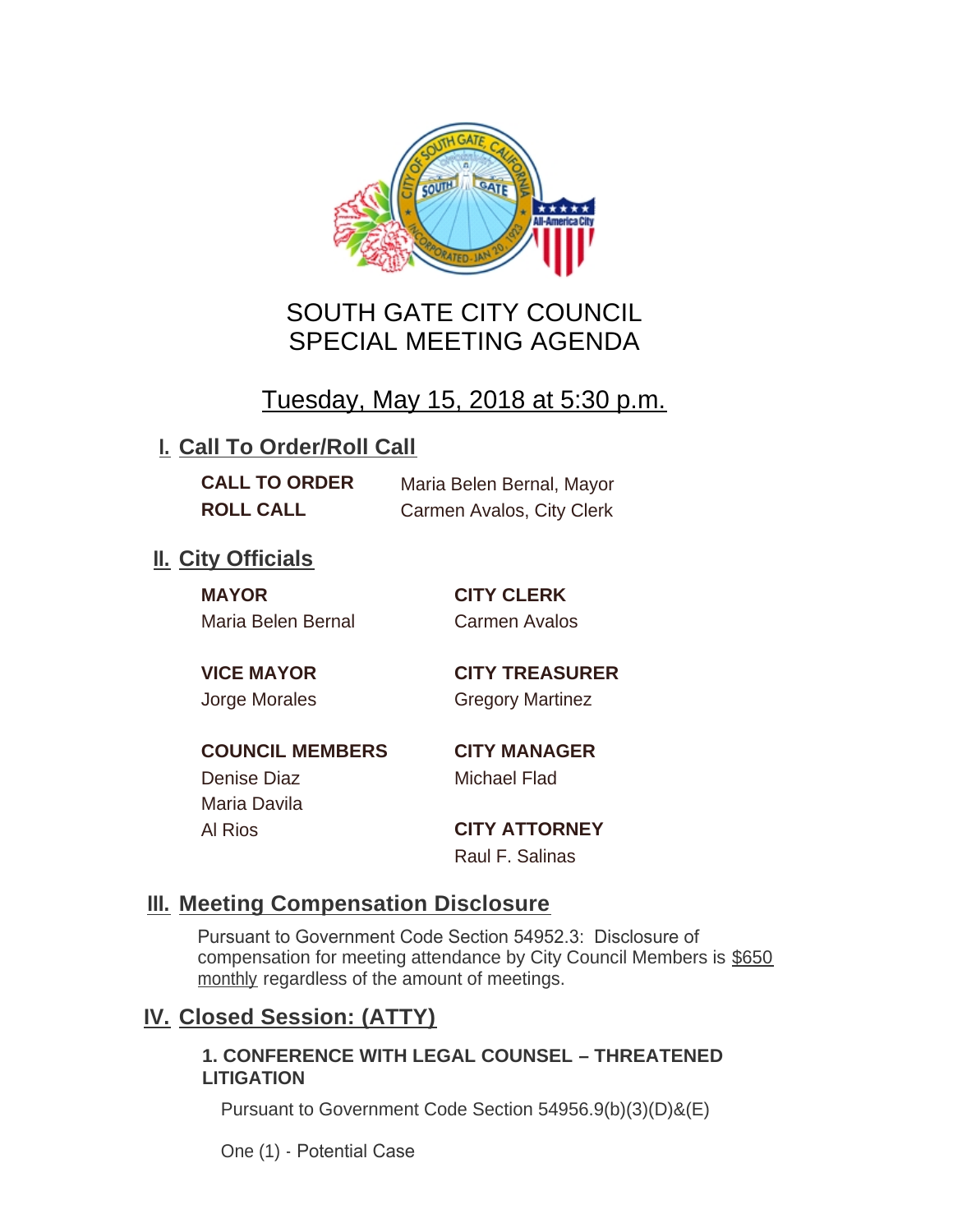# SOUTH GATE CITY COUNCIL
# SPECIAL MEETING AGENDA

## Tuesday, May 15, 2018 at 5:30 p.m.

## I. Call To Order/Roll Call

**CALL TO ORDER** Maria Belen Bernal, Mayor
**ROLL CALL** Carmen Avalos, City Clerk

## II. City Officials

**MAYOR**
Maria Belen Bernal

**VICE MAYOR**
Jorge Morales

**COUNCIL MEMBERS**
Denise Diaz
Maria Davila
Al Rios

**CITY CLERK**
Carmen Avalos

**CITY TREASURER**
Gregory Martinez

**CITY MANAGER**
Michael Flad

**CITY ATTORNEY**
Raul F. Salinas

## III. Meeting Compensation Disclosure

Pursuant to Government Code Section 54952.3: Disclosure of compensation for meeting attendance by City Council Members is $650 monthly regardless of the amount of meetings.

## IV. Closed Session: (ATTY)

**1. CONFERENCE WITH LEGAL COUNSEL – THREATENED LITIGATION**

Pursuant to Government Code Section 54956.9(b)(3)(D)&(E)

One (1) - Potential Case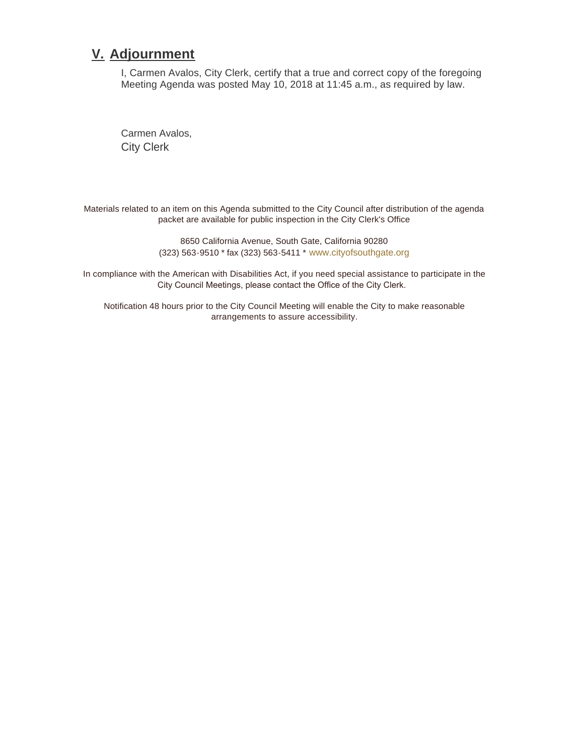## V. Adjournment

I, Carmen Avalos, City Clerk, certify that a true and correct copy of the foregoing Meeting Agenda was posted May 10, 2018 at 11:45 a.m., as required by law.

Carmen Avalos,
City Clerk

Materials related to an item on this Agenda submitted to the City Council after distribution of the agenda packet are available for public inspection in the City Clerk's Office

8650 California Avenue, South Gate, California 90280
(323) 563-9510 * fax (323) 563-5411 * www.cityofsouthgate.org

In compliance with the American with Disabilities Act, if you need special assistance to participate in the City Council Meetings, please contact the Office of the City Clerk.

Notification 48 hours prior to the City Council Meeting will enable the City to make reasonable arrangements to assure accessibility.